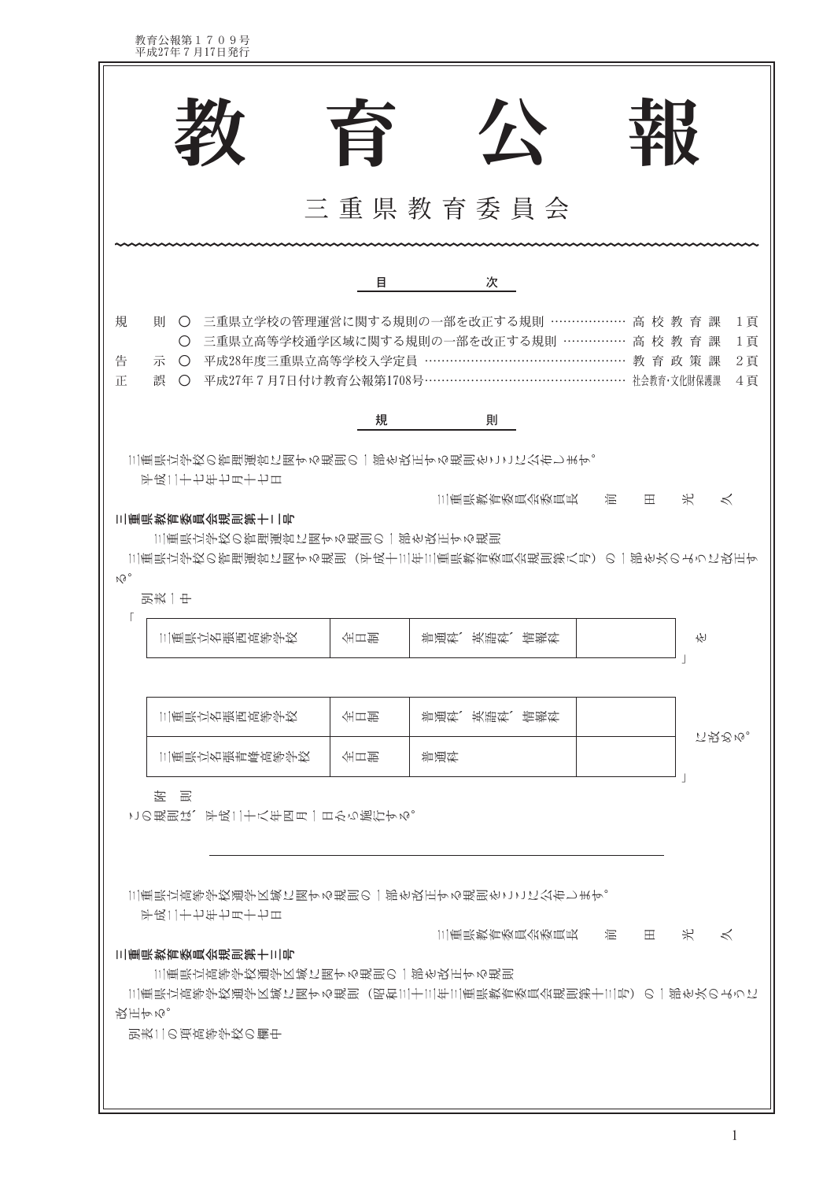# 教育公報

三重県教育委員会

## 目次

| | | | |
|---|---|---|---|
| 規則 | ○ 三重県立学校の管理運営に関する規則の一部を改正する規則 | 高校教育課 | 1頁 |
| | ○ 三重県立高等学校通学区域に関する規則の一部を改正する規則 | 高校教育課 | 1頁 |
| 告示 | ○ 平成28年度三重県立高等学校入学定員 | 教育政策課 | 2頁 |
| 正誤 | ○ 平成27年7月7日付け教育公報第1708号 | 社会教育・文化財保護課 | 4頁 |

## 規則

三重県立学校の管理運営に関する規則の一部を改正する規則をここに公布します。

平成二十七年七月十七日

三重県教育委員会委員長　前　田　光　久

**三重県教育委員会規則第十二号**

三重県立学校の管理運営に関する規則の一部を改正する規則

三重県立学校の管理運営に関する規則（平成十三年三重県教育委員会規則第八号）の一部を次のように改正する。

別表一中

「

| | | | |
|---|---|---|---|
| 三重県立名張西高等学校 | 全日制 | 普通科、英語科、情報科 | |

」を

「

| | | | |
|---|---|---|---|
| 三重県立名張西高等学校 | 全日制 | 普通科、英語科、情報科 | |
| 三重県立名張青峰高等学校 | 全日制 | 普通科 | |

」に改める。

附　則

この規則は、平成二十八年四月一日から施行する。

---

三重県立高等学校通学区域に関する規則の一部を改正する規則をここに公布します。

平成二十七年七月十七日

三重県教育委員会委員長　前　田　光　久

**三重県教育委員会規則第十三号**

三重県立高等学校通学区域に関する規則の一部を改正する規則

三重県立高等学校通学区域に関する規則（昭和三十三年三重県教育委員会規則第十三号）の一部を次のように改正する。

別表二の項高等学校の欄中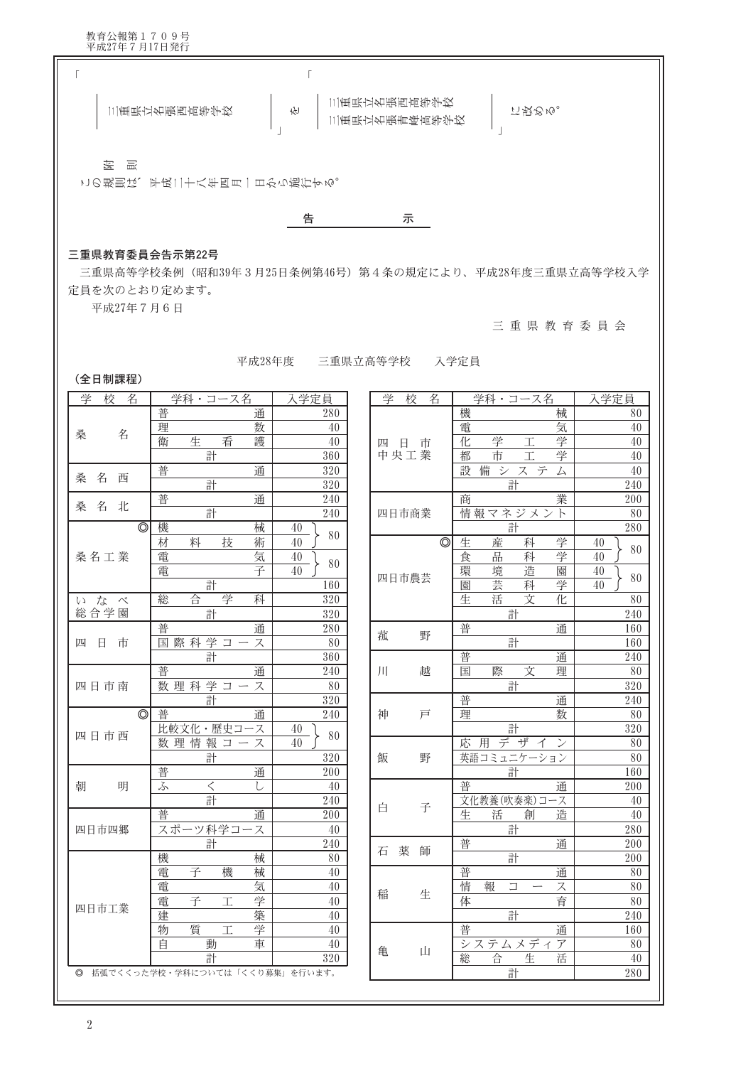「三重県立名張西高等学校」を「三重県立名張西高等学校
三重県立名張青峰高等学校」に改める。

附　則

この規則は、平成二十八年四月一日から施行する。

## 告　　示

**三重県教育委員会告示第22号**

三重県高等学校条例（昭和39年３月25日条例第46号）第４条の規定により、平成28年度三重県立高等学校入学定員を次のとおり定めます。

平成27年７月６日

三重県教育委員会

平成28年度　三重県立高等学校　入学定員

**（全日制課程）**

| 学校名 | 学科・コース名 | 入学定員 |
|---|---|---|
| 桑名 | 普通 | 280 |
| | 理数 | 40 |
| | 衛生看護 | 40 |
| | 計 | 360 |
| 桑名西 | 普通 | 320 |
| | 計 | 320 |
| 桑名北 | 普通 | 240 |
| | 計 | 240 |
| 桑名工業 ◎ | 機械 | 40 } 80 |
| | 材料技術 | 40 |
| | 電気 | 40 } 80 |
| | 電子 | 40 |
| | 計 | 160 |
| いなべ総合学園 | 総合学科 | 320 |
| | 計 | 320 |
| 四日市 | 普通 | 280 |
| | 国際科学コース | 80 |
| | 計 | 360 |
| 四日市南 | 普通 | 240 |
| | 数理科学コース | 80 |
| | 計 | 320 |
| 四日市西 ◎ | 普通 | 240 |
| | 比較文化・歴史コース | 40 } 80 |
| | 数理情報コース | 40 |
| | 計 | 320 |
| 朝明 | 普通 | 200 |
| | ふくし | 40 |
| | 計 | 240 |
| 四日市四郷 | 普通 | 200 |
| | スポーツ科学コース | 40 |
| | 計 | 240 |
| 四日市工業 | 機械 | 80 |
| | 電子機械 | 40 |
| | 電気 | 40 |
| | 電子工学 | 40 |
| | 建築 | 40 |
| | 物質工学 | 40 |
| | 自動車 | 40 |
| | 計 | 320 |
| 四日市中央工業 | 機械 | 80 |
| | 電気 | 40 |
| | 化学工学 | 40 |
| | 都市工学 | 40 |
| | 設備システム | 40 |
| | 計 | 240 |
| 四日市商業 | 商業 | 200 |
| | 情報マネジメント | 80 |
| | 計 | 280 |
| 四日市農芸 ◎ | 生産科学 | 40 } 80 |
| | 食品科学 | 40 |
| | 環境造園 | 40 } 80 |
| | 園芸科学 | 40 |
| | 生活文化 | 80 |
| | 計 | 240 |
| 菰野 | 普通 | 160 |
| | 計 | 160 |
| 川越 | 普通 | 240 |
| | 国際文理 | 80 |
| | 計 | 320 |
| 神戸 | 普通 | 240 |
| | 理数 | 80 |
| | 計 | 320 |
| 飯野 | 応用デザイン | 80 |
| | 英語コミュニケーション | 80 |
| | 計 | 160 |
| 白子 | 普通 | 200 |
| | 文化教養(吹奏楽)コース | 40 |
| | 生活創造 | 40 |
| | 計 | 280 |
| 石薬師 | 普通 | 200 |
| | 計 | 200 |
| 稲生 | 普通 | 80 |
| | 情報コース | 80 |
| | 体育 | 80 |
| | 計 | 240 |
| 亀山 | 普通 | 160 |
| | システムメディア | 80 |
| | 総合生活 | 40 |
| | 計 | 280 |

◎　括弧でくくった学校・学科については「くくり募集」を行います。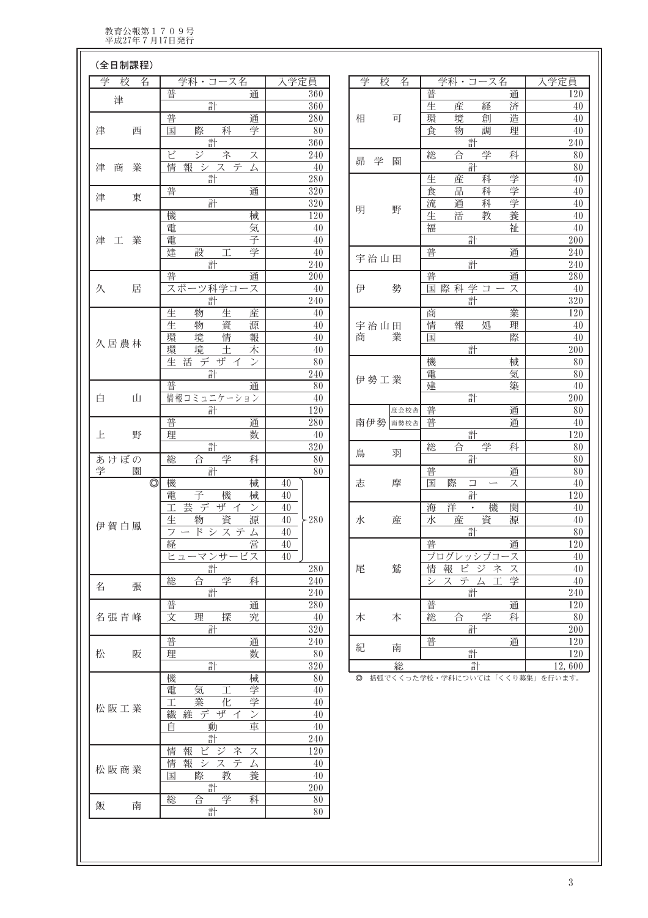（全日制課程）

| 学校名 | 学科・コース名 | 入学定員 |
|---|---|---|
| 津 | 普通 | 360 |
| | 計 | 360 |
| 津西 | 普通 | 280 |
| | 国際科学 | 80 |
| | 計 | 360 |
| 津商業 | ビジネス | 240 |
| | 情報システム | 40 |
| | 計 | 280 |
| 津東 | 普通 | 320 |
| | 計 | 320 |
| 津工業 | 機械 | 120 |
| | 電気 | 40 |
| | 電子 | 40 |
| | 建設工学 | 40 |
| | 計 | 240 |
| 久居 | 普通 | 200 |
| | スポーツ科学コース | 40 |
| | 計 | 240 |
| 久居農林 | 生物生産 | 40 |
| | 生物資源 | 40 |
| | 環境情報 | 40 |
| | 環境土木 | 40 |
| | 生活デザイン | 80 |
| | 計 | 240 |
| 白山 | 普通 | 80 |
| | 情報コミュニケーション | 40 |
| | 計 | 120 |
| 上野 | 普通 | 280 |
| | 理数 | 40 |
| | 計 | 320 |
| あけぼの学園 | 総合学科 | 80 |
| | 計 | 80 |
| 伊賀白鳳 ◎ | 機械 | 40 ⎫ |
| | 電子機械 | 40 ⎪ |
| | 工芸デザイン | 40 ⎪ |
| | 生物資源 | 40 ⎬ 280 |
| | フードシステム | 40 ⎪ |
| | 経営 | 40 ⎪ |
| | ヒューマンサービス | 40 ⎭ |
| | 計 | 280 |
| 名張 | 総合学科 | 240 |
| | 計 | 240 |
| 名張青峰 | 普通 | 280 |
| | 文理探究 | 40 |
| | 計 | 320 |
| 松阪 | 普通 | 240 |
| | 理数 | 80 |
| | 計 | 320 |
| 松阪工業 | 機械 | 80 |
| | 電気工学 | 40 |
| | 工業化学 | 40 |
| | 繊維デザイン | 40 |
| | 自動車 | 40 |
| | 計 | 240 |
| 松阪商業 | 情報ビジネス | 120 |
| | 情報システム | 40 |
| | 国際教養 | 40 |
| | 計 | 200 |
| 飯南 | 総合学科 | 80 |
| | 計 | 80 |
| 相可 | 普通 | 120 |
| | 生産経済 | 40 |
| | 環境創造 | 40 |
| | 食物調理 | 40 |
| | 計 | 240 |
| 昴学園 | 総合学科 | 80 |
| | 計 | 80 |
| 明野 | 生産科学 | 40 |
| | 食品科学 | 40 |
| | 流通科学 | 40 |
| | 生活教養 | 40 |
| | 福祉 | 40 |
| | 計 | 200 |
| 宇治山田 | 普通 | 240 |
| | 計 | 240 |
| 伊勢 | 普通 | 280 |
| | 国際科学コース | 40 |
| | 計 | 320 |
| 宇治山田商業 | 商業 | 120 |
| | 情報処理 | 40 |
| | 国際 | 40 |
| | 計 | 200 |
| 伊勢工業 | 機械 | 80 |
| | 電気 | 80 |
| | 建築 | 40 |
| | 計 | 200 |
| 南伊勢（度会校舎） | 普通 | 80 |
| 南伊勢（南勢校舎） | 普通 | 40 |
| | 計 | 120 |
| 鳥羽 | 総合学科 | 80 |
| | 計 | 80 |
| 志摩 | 普通 | 80 |
| | 国際コース | 40 |
| | 計 | 120 |
| 水産 | 海洋・機関 | 40 |
| | 水産資源 | 40 |
| | 計 | 80 |
| 尾鷲 | 普通 | 120 |
| | プログレッシブコース | 40 |
| | 情報ビジネス | 40 |
| | システム工学 | 40 |
| | 計 | 240 |
| 木本 | 普通 | 120 |
| | 総合学科 | 80 |
| | 計 | 200 |
| 紀南 | 普通 | 120 |
| | 計 | 120 |
| 総 | 計 | 12,600 |

◎ 括弧でくくった学校・学科については「くくり募集」を行います。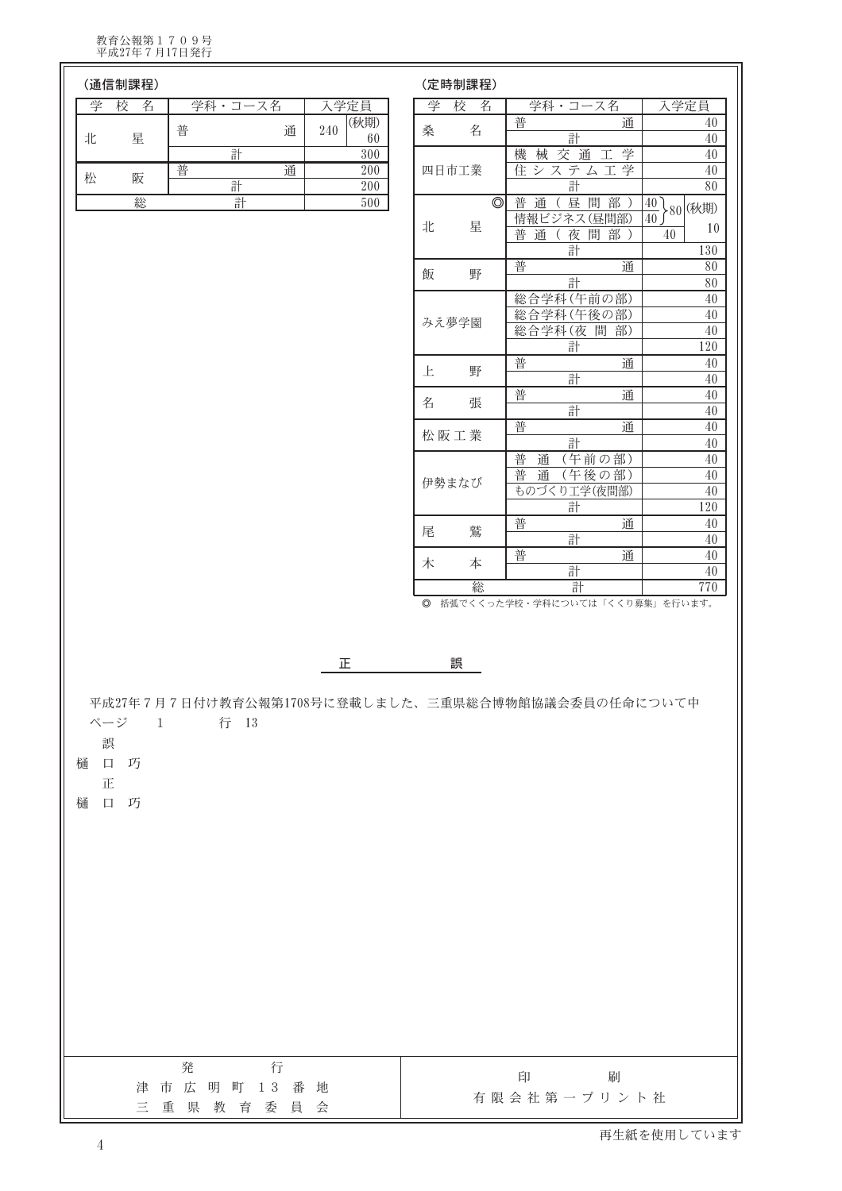（通信制課程）

| 学校名 | 学科・コース名 | 入学定員 |
|---|---|---|
| 北星 | 普通 | 240 (秋期) 60 |
| | 計 | 300 |
| 松阪 | 普通 | 200 |
| | 計 | 200 |
| 総計 | | 500 |

（定時制課程）

| 学校名 | 学科・コース名 | 入学定員 |
|---|---|---|
| 桑名 | 普通 | 40 |
| | 計 | 40 |
| 四日市工業 | 機械交通工学 | 40 |
| | 住システム工学 | 40 |
| | 計 | 80 |
| 北星 | ◎ 普通（昼間部） | 40 }80 (秋期) 10 |
| | 情報ビジネス(昼間部) | 40 |
| | 普通（夜間部） | 40 |
| | 計 | 130 |
| 飯野 | 普通 | 80 |
| | 計 | 80 |
| みえ夢学園 | 総合学科(午前の部) | 40 |
| | 総合学科(午後の部) | 40 |
| | 総合学科(夜間部) | 40 |
| | 計 | 120 |
| 上野 | 普通 | 40 |
| | 計 | 40 |
| 名張 | 普通 | 40 |
| | 計 | 40 |
| 松阪工業 | 普通 | 40 |
| | 計 | 40 |
| 伊勢まなび | 普通（午前の部） | 40 |
| | 普通（午後の部） | 40 |
| | ものづくり工学(夜間部) | 40 |
| | 計 | 120 |
| 尾鷲 | 普通 | 40 |
| | 計 | 40 |
| 木本 | 普通 | 40 |
| | 計 | 40 |
| 総計 | | 770 |

◎ 括弧でくくった学校・学科については「くくり募集」を行います。

## 正　誤

平成27年７月７日付け教育公報第1708号に登載しました、三重県総合博物館協議会委員の任命について中

ページ　1　　行 13

誤

樋口巧

正

樋口巧

発行
津市広明町13番地
三重県教育委員会

印刷
有限会社第一プリント社

再生紙を使用しています